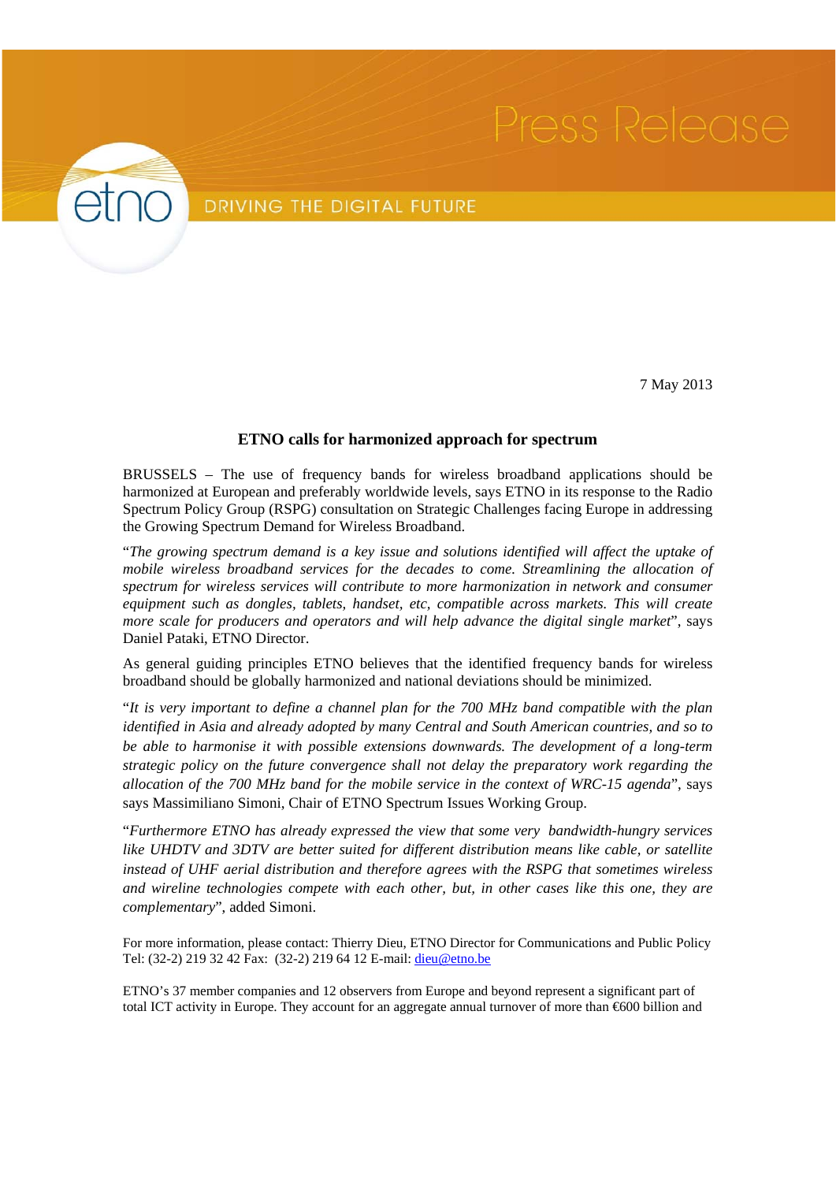etno

DRIVING THE DIGITAL FUTURE

Press Release

7 May 2013

## ETNO calls for harmonized approach for spectrum

BRUSSELS – The use of frequency bands for wireless broadband applications should be harmonized at European and preferably worldwide levels, says ETNO in its response to the Radio Spectrum Policy Group (RSPG) consultation on Strategic Challenges facing Europe in addressing the Growing Spectrum Demand for Wireless Broadband.

"*The growing spectrum demand is a key issue and solutions identified will affect the uptake of mobile wireless broadband services for the decades to come. Streamlining the allocation of spectrum for wireless services will contribute to more harmonization in network and consumer equipment such as dongles, tablets, handset, etc, compatible across markets. This will create more scale for producers and operators and will help advance the digital single market*", says Daniel Pataki, ETNO Director.

As general guiding principles ETNO believes that the identified frequency bands for wireless broadband should be globally harmonized and national deviations should be minimized.

"*It is very important to define a channel plan for the 700 MHz band compatible with the plan identified in Asia and already adopted by many Central and South American countries, and so to be able to harmonise it with possible extensions downwards. The development of a long-term strategic policy on the future convergence shall not delay the preparatory work regarding the allocation of the 700 MHz band for the mobile service in the context of WRC-15 agenda*", says says Massimiliano Simoni, Chair of ETNO Spectrum Issues Working Group.

"*Furthermore ETNO has already expressed the view that some very bandwidth-hungry services like UHDTV and 3DTV are better suited for different distribution means like cable, or satellite instead of UHF aerial distribution and therefore agrees with the RSPG that sometimes wireless and wireline technologies compete with each other, but, in other cases like this one, they are complementary*", added Simoni.

For more information, please contact: Thierry Dieu, ETNO Director for Communications and Public Policy
Tel: (32-2) 219 32 42 Fax: (32-2) 219 64 12 E-mail: dieu@etno.be

ETNO's 37 member companies and 12 observers from Europe and beyond represent a significant part of total ICT activity in Europe. They account for an aggregate annual turnover of more than €600 billion and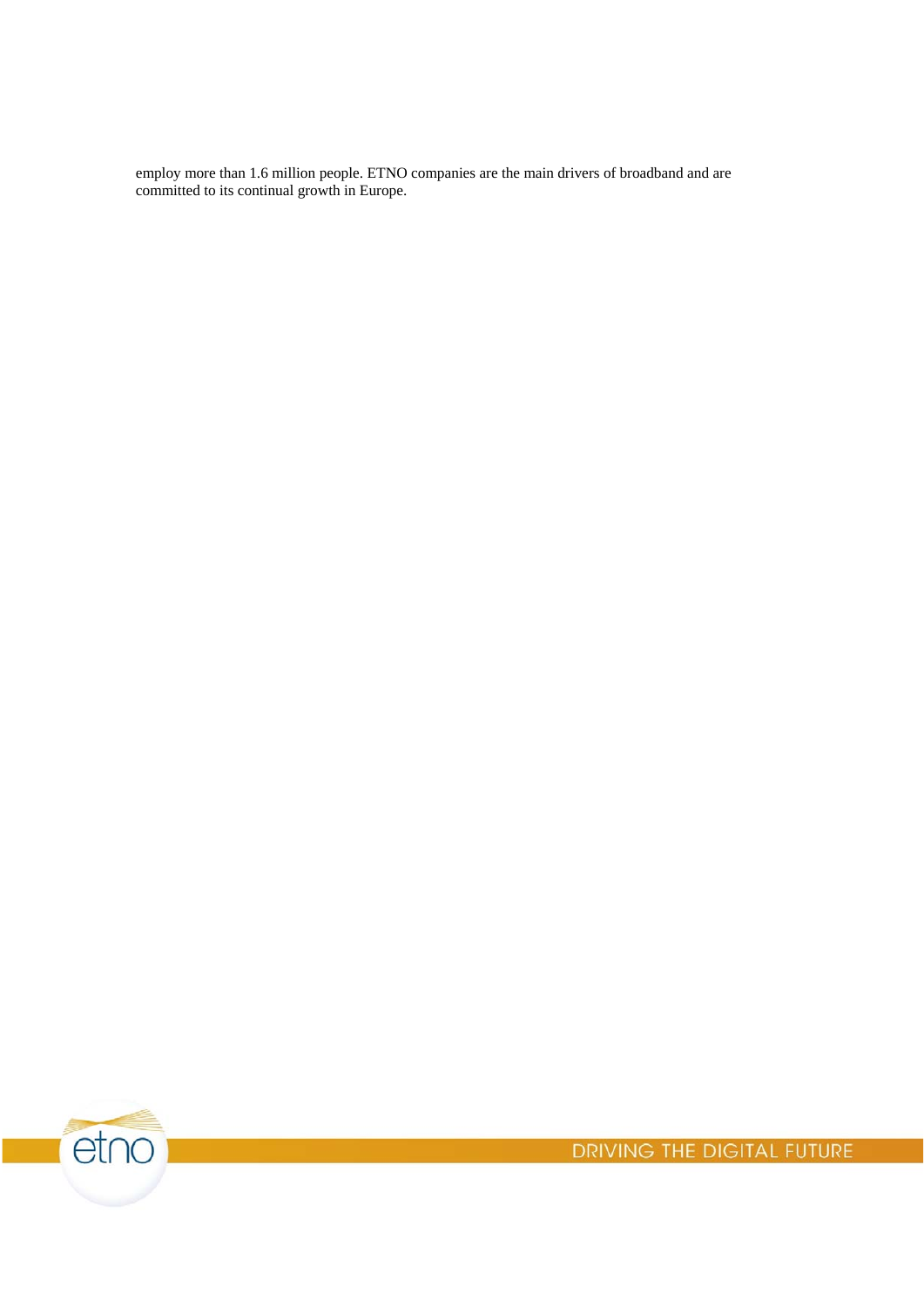employ more than 1.6 million people. ETNO companies are the main drivers of broadband and are committed to its continual growth in Europe.